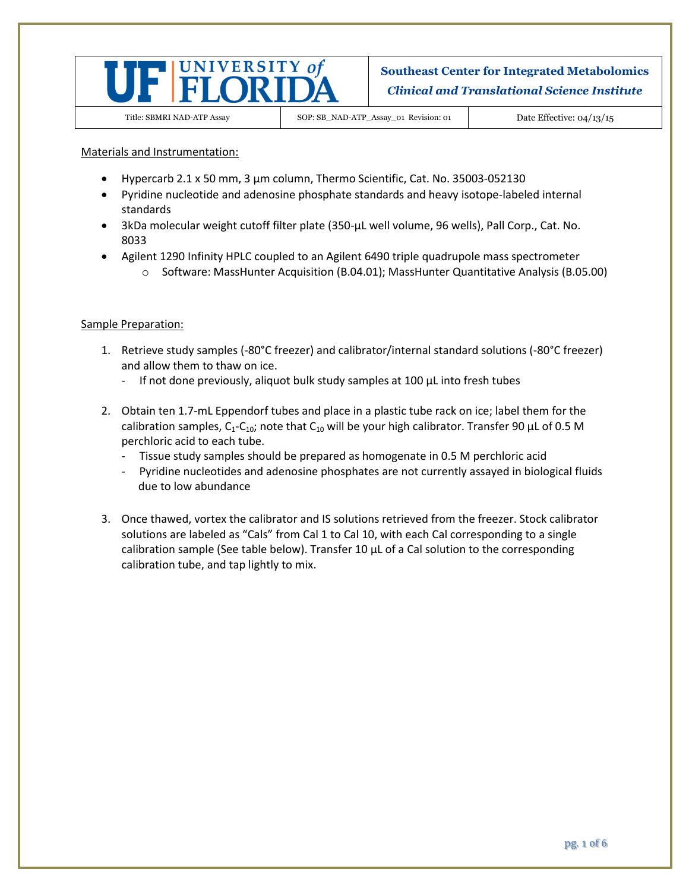| University of Florida | Southeast Center for Integrated Metabolomics *Clinical and Translational Science Institute* |
|---|---|

| Title: SBMRI NAD-ATP Assay | SOP: SB_NAD-ATP_Assay_01 Revision: 01 | Date Effective: 04/13/15 |
|---|---|---|

Materials and Instrumentation:

- Hypercarb 2.1 x 50 mm, 3 µm column, Thermo Scientific, Cat. No. 35003-052130
- Pyridine nucleotide and adenosine phosphate standards and heavy isotope-labeled internal standards
- 3kDa molecular weight cutoff filter plate (350-µL well volume, 96 wells), Pall Corp., Cat. No. 8033
- Agilent 1290 Infinity HPLC coupled to an Agilent 6490 triple quadrupole mass spectrometer
  - Software: MassHunter Acquisition (B.04.01); MassHunter Quantitative Analysis (B.05.00)

Sample Preparation:

1. Retrieve study samples (-80°C freezer) and calibrator/internal standard solutions (-80°C freezer) and allow them to thaw on ice.
   - If not done previously, aliquot bulk study samples at 100 µL into fresh tubes

2. Obtain ten 1.7-mL Eppendorf tubes and place in a plastic tube rack on ice; label them for the calibration samples, $C_1$-$C_{10}$; note that $C_{10}$ will be your high calibrator. Transfer 90 µL of 0.5 M perchloric acid to each tube.
   - Tissue study samples should be prepared as homogenate in 0.5 M perchloric acid
   - Pyridine nucleotides and adenosine phosphates are not currently assayed in biological fluids due to low abundance

3. Once thawed, vortex the calibrator and IS solutions retrieved from the freezer. Stock calibrator solutions are labeled as "Cals" from Cal 1 to Cal 10, with each Cal corresponding to a single calibration sample (See table below). Transfer 10 µL of a Cal solution to the corresponding calibration tube, and tap lightly to mix.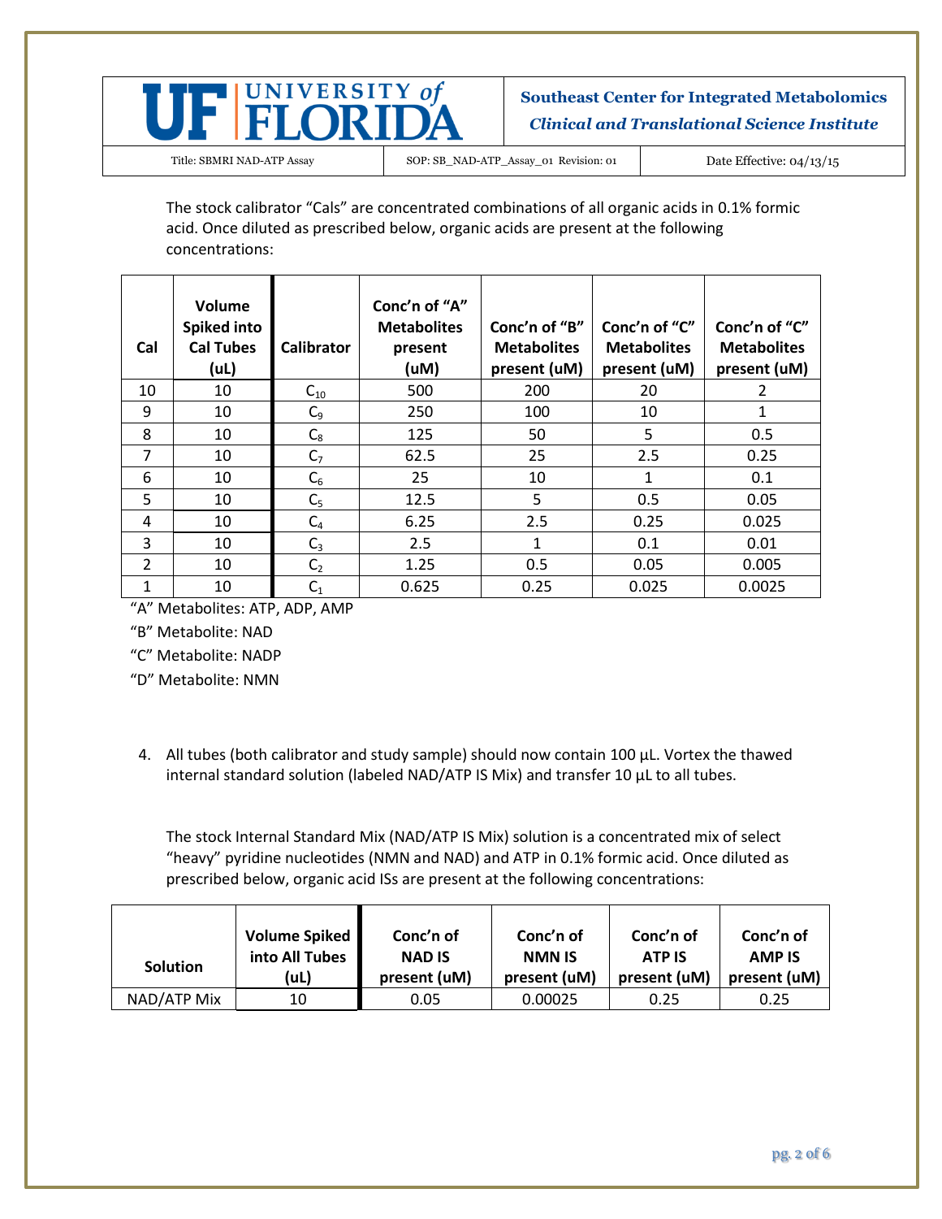The stock calibrator "Cals" are concentrated combinations of all organic acids in 0.1% formic acid. Once diluted as prescribed below, organic acids are present at the following concentrations:

| Cal | Volume Spiked into Cal Tubes (uL) | Calibrator | Conc'n of "A" Metabolites present (uM) | Conc'n of "B" Metabolites present (uM) | Conc'n of "C" Metabolites present (uM) | Conc'n of "C" Metabolites present (uM) |
|---|---|---|---|---|---|---|
| 10 | 10 | $C_{10}$ | 500 | 200 | 20 | 2 |
| 9 | 10 | $C_9$ | 250 | 100 | 10 | 1 |
| 8 | 10 | $C_8$ | 125 | 50 | 5 | 0.5 |
| 7 | 10 | $C_7$ | 62.5 | 25 | 2.5 | 0.25 |
| 6 | 10 | $C_6$ | 25 | 10 | 1 | 0.1 |
| 5 | 10 | $C_5$ | 12.5 | 5 | 0.5 | 0.05 |
| 4 | 10 | $C_4$ | 6.25 | 2.5 | 0.25 | 0.025 |
| 3 | 10 | $C_3$ | 2.5 | 1 | 0.1 | 0.01 |
| 2 | 10 | $C_2$ | 1.25 | 0.5 | 0.05 | 0.005 |
| 1 | 10 | $C_1$ | 0.625 | 0.25 | 0.025 | 0.0025 |

"A" Metabolites: ATP, ADP, AMP

"B" Metabolite: NAD

"C" Metabolite: NADP

"D" Metabolite: NMN

4. All tubes (both calibrator and study sample) should now contain 100 µL. Vortex the thawed internal standard solution (labeled NAD/ATP IS Mix) and transfer 10 µL to all tubes.

   The stock Internal Standard Mix (NAD/ATP IS Mix) solution is a concentrated mix of select "heavy" pyridine nucleotides (NMN and NAD) and ATP in 0.1% formic acid. Once diluted as prescribed below, organic acid ISs are present at the following concentrations:

| Solution | Volume Spiked into All Tubes (uL) | Conc'n of NAD IS present (uM) | Conc'n of NMN IS present (uM) | Conc'n of ATP IS present (uM) | Conc'n of AMP IS present (uM) |
|---|---|---|---|---|---|
| NAD/ATP Mix | 10 | 0.05 | 0.00025 | 0.25 | 0.25 |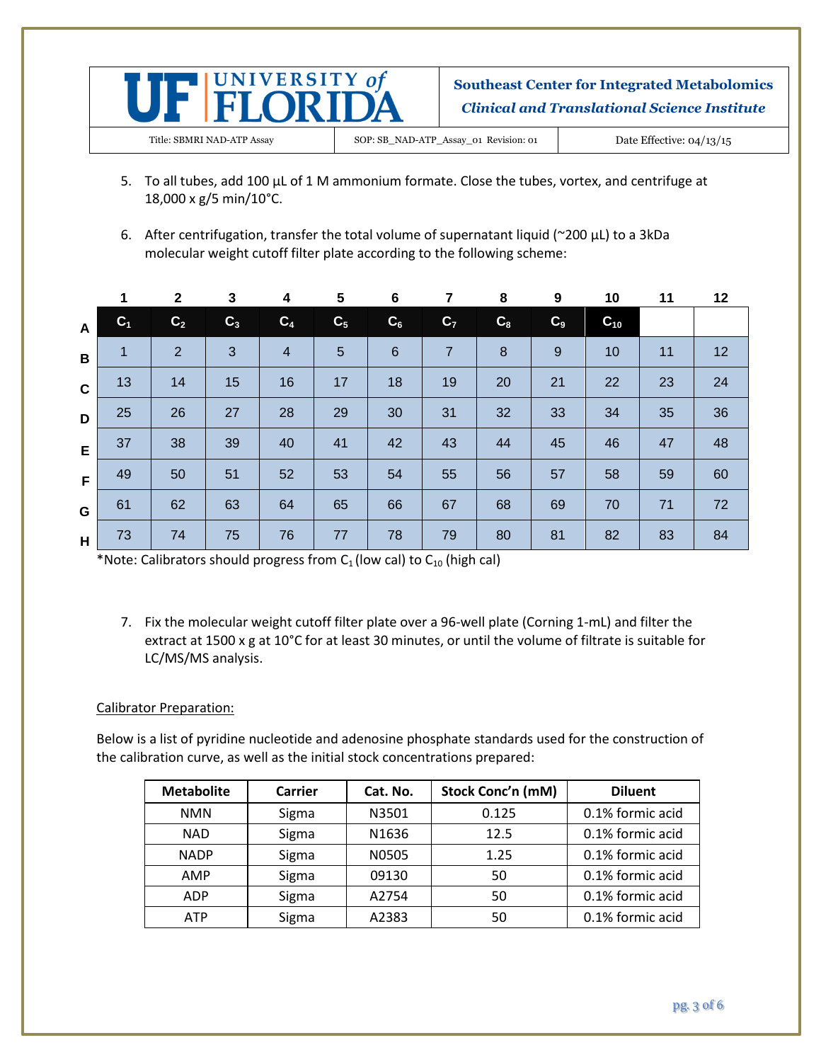5. To all tubes, add 100 µL of 1 M ammonium formate. Close the tubes, vortex, and centrifuge at 18,000 x g/5 min/10°C.

6. After centrifugation, transfer the total volume of supernatant liquid (~200 µL) to a 3kDa molecular weight cutoff filter plate according to the following scheme:

| | 1 | 2 | 3 | 4 | 5 | 6 | 7 | 8 | 9 | 10 | 11 | 12 |
|---|---|---|---|---|---|---|---|---|---|---|---|---|
| A | $C_1$ | $C_2$ | $C_3$ | $C_4$ | $C_5$ | $C_6$ | $C_7$ | $C_8$ | $C_9$ | $C_{10}$ | | |
| B | 1 | 2 | 3 | 4 | 5 | 6 | 7 | 8 | 9 | 10 | 11 | 12 |
| C | 13 | 14 | 15 | 16 | 17 | 18 | 19 | 20 | 21 | 22 | 23 | 24 |
| D | 25 | 26 | 27 | 28 | 29 | 30 | 31 | 32 | 33 | 34 | 35 | 36 |
| E | 37 | 38 | 39 | 40 | 41 | 42 | 43 | 44 | 45 | 46 | 47 | 48 |
| F | 49 | 50 | 51 | 52 | 53 | 54 | 55 | 56 | 57 | 58 | 59 | 60 |
| G | 61 | 62 | 63 | 64 | 65 | 66 | 67 | 68 | 69 | 70 | 71 | 72 |
| H | 73 | 74 | 75 | 76 | 77 | 78 | 79 | 80 | 81 | 82 | 83 | 84 |

*Note: Calibrators should progress from $C_1$ (low cal) to $C_{10}$ (high cal)

7. Fix the molecular weight cutoff filter plate over a 96-well plate (Corning 1-mL) and filter the extract at 1500 x g at 10°C for at least 30 minutes, or until the volume of filtrate is suitable for LC/MS/MS analysis.

Calibrator Preparation:

Below is a list of pyridine nucleotide and adenosine phosphate standards used for the construction of the calibration curve, as well as the initial stock concentrations prepared:

| Metabolite | Carrier | Cat. No. | Stock Conc'n (mM) | Diluent |
|---|---|---|---|---|
| NMN | Sigma | N3501 | 0.125 | 0.1% formic acid |
| NAD | Sigma | N1636 | 12.5 | 0.1% formic acid |
| NADP | Sigma | N0505 | 1.25 | 0.1% formic acid |
| AMP | Sigma | 09130 | 50 | 0.1% formic acid |
| ADP | Sigma | A2754 | 50 | 0.1% formic acid |
| ATP | Sigma | A2383 | 50 | 0.1% formic acid |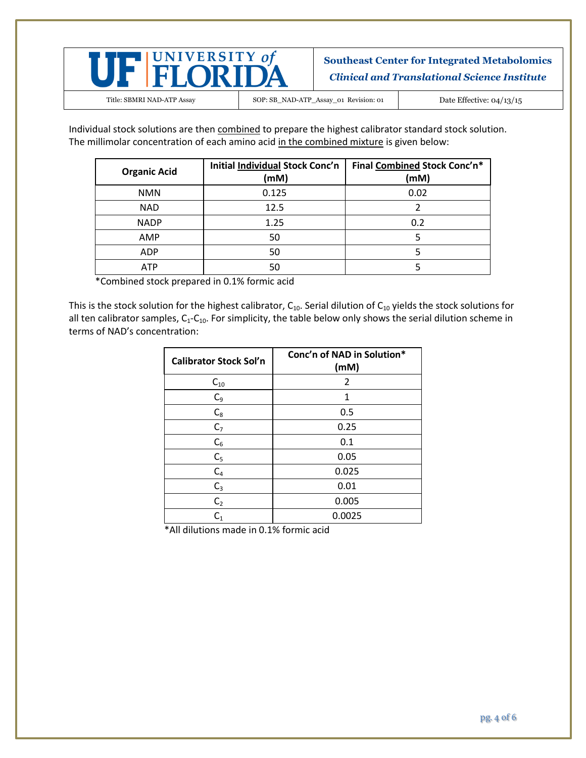Individual stock solutions are then combined to prepare the highest calibrator standard stock solution. The millimolar concentration of each amino acid in the combined mixture is given below:

| Organic Acid | Initial Individual Stock Conc'n (mM) | Final Combined Stock Conc'n* (mM) |
|---|---|---|
| NMN | 0.125 | 0.02 |
| NAD | 12.5 | 2 |
| NADP | 1.25 | 0.2 |
| AMP | 50 | 5 |
| ADP | 50 | 5 |
| ATP | 50 | 5 |

*Combined stock prepared in 0.1% formic acid

This is the stock solution for the highest calibrator, $C_{10}$. Serial dilution of $C_{10}$ yields the stock solutions for all ten calibrator samples, $C_1$-$C_{10}$. For simplicity, the table below only shows the serial dilution scheme in terms of NAD's concentration:

| Calibrator Stock Sol'n | Conc'n of NAD in Solution* (mM) |
|---|---|
| $C_{10}$ | 2 |
| $C_9$ | 1 |
| $C_8$ | 0.5 |
| $C_7$ | 0.25 |
| $C_6$ | 0.1 |
| $C_5$ | 0.05 |
| $C_4$ | 0.025 |
| $C_3$ | 0.01 |
| $C_2$ | 0.005 |
| $C_1$ | 0.0025 |

*All dilutions made in 0.1% formic acid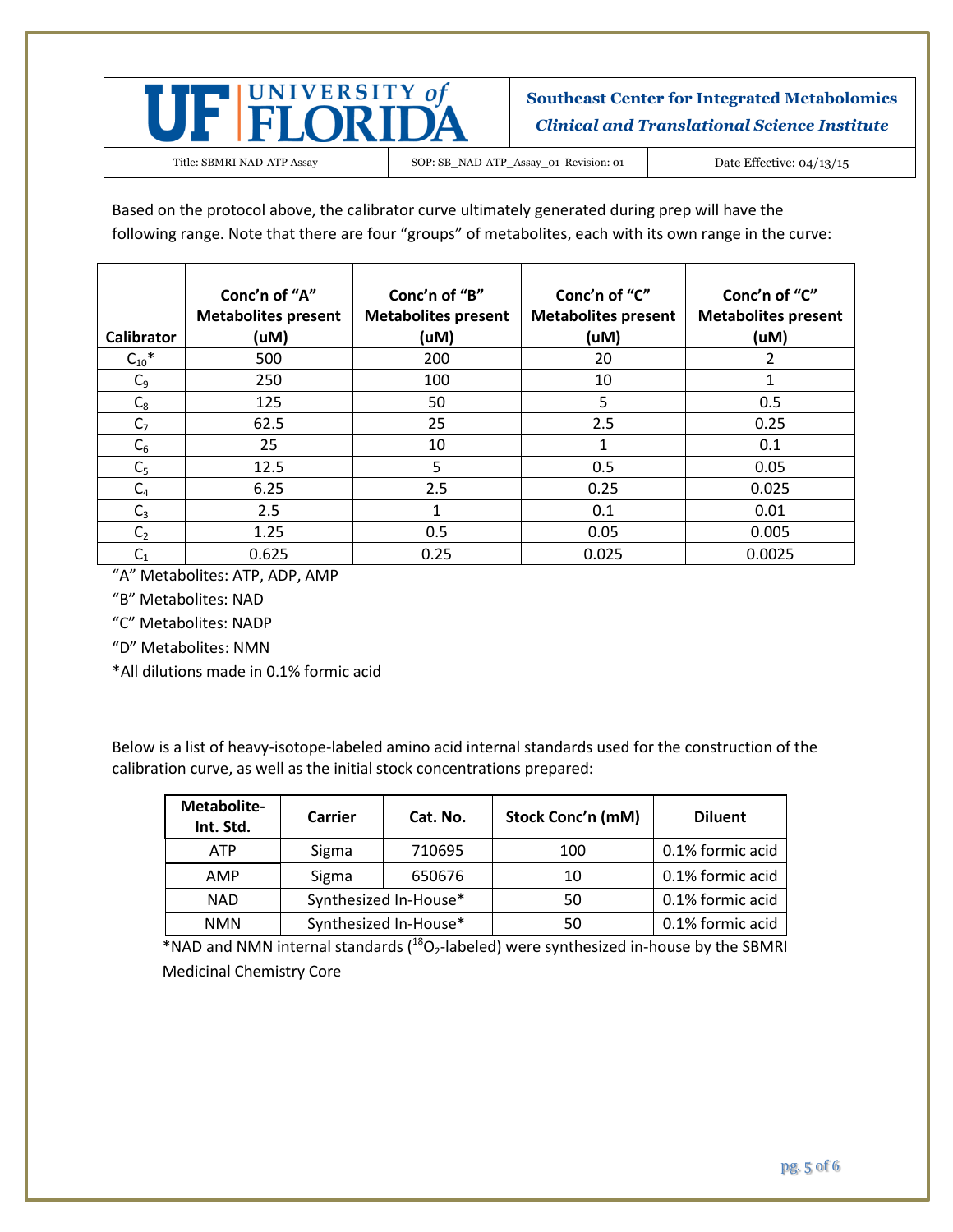Based on the protocol above, the calibrator curve ultimately generated during prep will have the following range. Note that there are four "groups" of metabolites, each with its own range in the curve:

| Calibrator | Conc'n of "A" Metabolites present (uM) | Conc'n of "B" Metabolites present (uM) | Conc'n of "C" Metabolites present (uM) | Conc'n of "C" Metabolites present (uM) |
|---|---|---|---|---|
| $C_{10}$* | 500 | 200 | 20 | 2 |
| $C_9$ | 250 | 100 | 10 | 1 |
| $C_8$ | 125 | 50 | 5 | 0.5 |
| $C_7$ | 62.5 | 25 | 2.5 | 0.25 |
| $C_6$ | 25 | 10 | 1 | 0.1 |
| $C_5$ | 12.5 | 5 | 0.5 | 0.05 |
| $C_4$ | 6.25 | 2.5 | 0.25 | 0.025 |
| $C_3$ | 2.5 | 1 | 0.1 | 0.01 |
| $C_2$ | 1.25 | 0.5 | 0.05 | 0.005 |
| $C_1$ | 0.625 | 0.25 | 0.025 | 0.0025 |

"A" Metabolites: ATP, ADP, AMP

"B" Metabolites: NAD

"C" Metabolites: NADP

"D" Metabolites: NMN

*All dilutions made in 0.1% formic acid

Below is a list of heavy-isotope-labeled amino acid internal standards used for the construction of the calibration curve, as well as the initial stock concentrations prepared:

| Metabolite-Int. Std. | Carrier | Cat. No. | Stock Conc'n (mM) | Diluent |
|---|---|---|---|---|
| ATP | Sigma | 710695 | 100 | 0.1% formic acid |
| AMP | Sigma | 650676 | 10 | 0.1% formic acid |
| NAD | Synthesized In-House* | | 50 | 0.1% formic acid |
| NMN | Synthesized In-House* | | 50 | 0.1% formic acid |

*NAD and NMN internal standards ($^{18}O_2$-labeled) were synthesized in-house by the SBMRI Medicinal Chemistry Core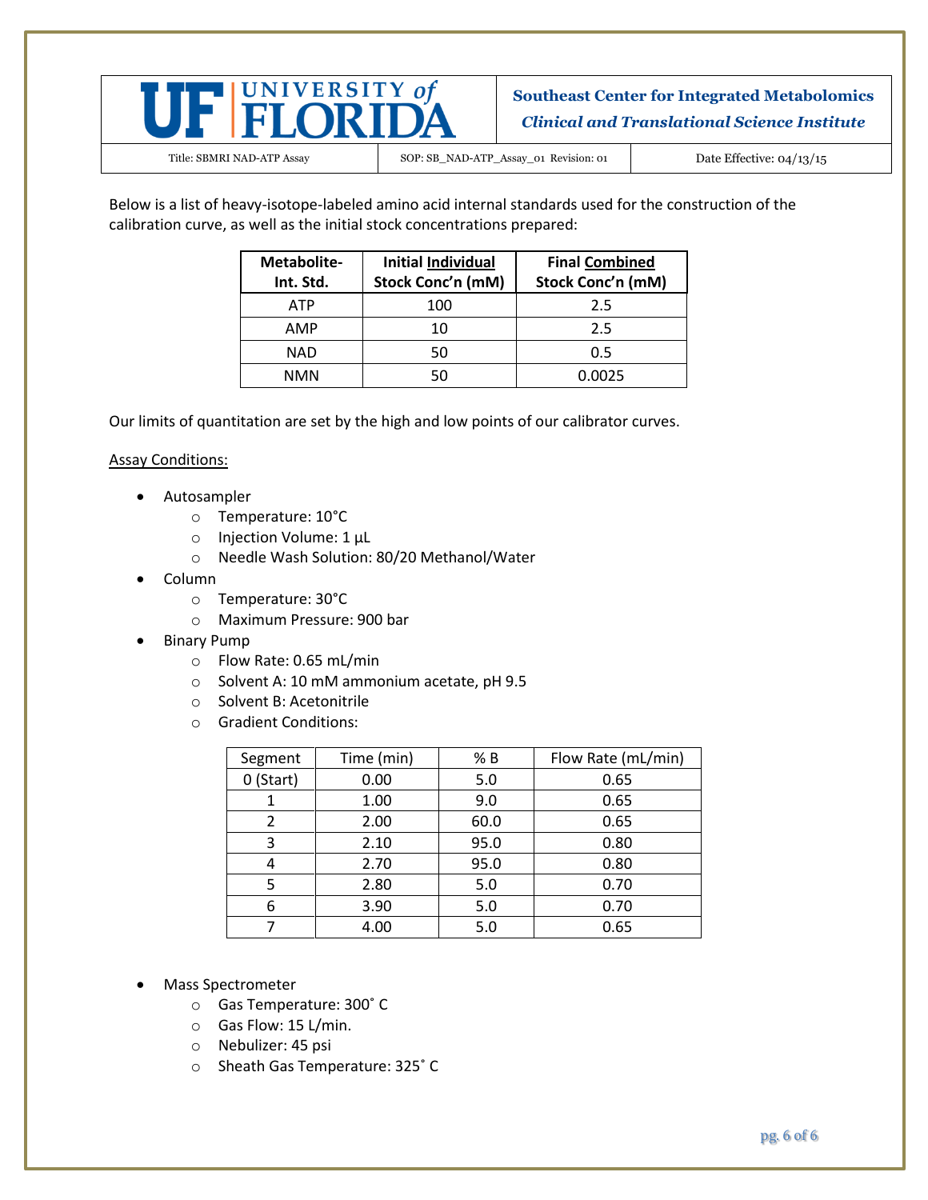Below is a list of heavy-isotope-labeled amino acid internal standards used for the construction of the calibration curve, as well as the initial stock concentrations prepared:

| Metabolite-Int. Std. | Initial Individual Stock Conc'n (mM) | Final Combined Stock Conc'n (mM) |
|---|---|---|
| ATP | 100 | 2.5 |
| AMP | 10 | 2.5 |
| NAD | 50 | 0.5 |
| NMN | 50 | 0.0025 |

Our limits of quantitation are set by the high and low points of our calibrator curves.

Assay Conditions:

- Autosampler
  - Temperature: 10°C
  - Injection Volume: 1 µL
  - Needle Wash Solution: 80/20 Methanol/Water
- Column
  - Temperature: 30°C
  - Maximum Pressure: 900 bar
- Binary Pump
  - Flow Rate: 0.65 mL/min
  - Solvent A: 10 mM ammonium acetate, pH 9.5
  - Solvent B: Acetonitrile
  - Gradient Conditions:

| Segment | Time (min) | % B | Flow Rate (mL/min) |
|---|---|---|---|
| 0 (Start) | 0.00 | 5.0 | 0.65 |
| 1 | 1.00 | 9.0 | 0.65 |
| 2 | 2.00 | 60.0 | 0.65 |
| 3 | 2.10 | 95.0 | 0.80 |
| 4 | 2.70 | 95.0 | 0.80 |
| 5 | 2.80 | 5.0 | 0.70 |
| 6 | 3.90 | 5.0 | 0.70 |
| 7 | 4.00 | 5.0 | 0.65 |

- Mass Spectrometer
  - Gas Temperature: 300˚ C
  - Gas Flow: 15 L/min.
  - Nebulizer: 45 psi
  - Sheath Gas Temperature: 325˚ C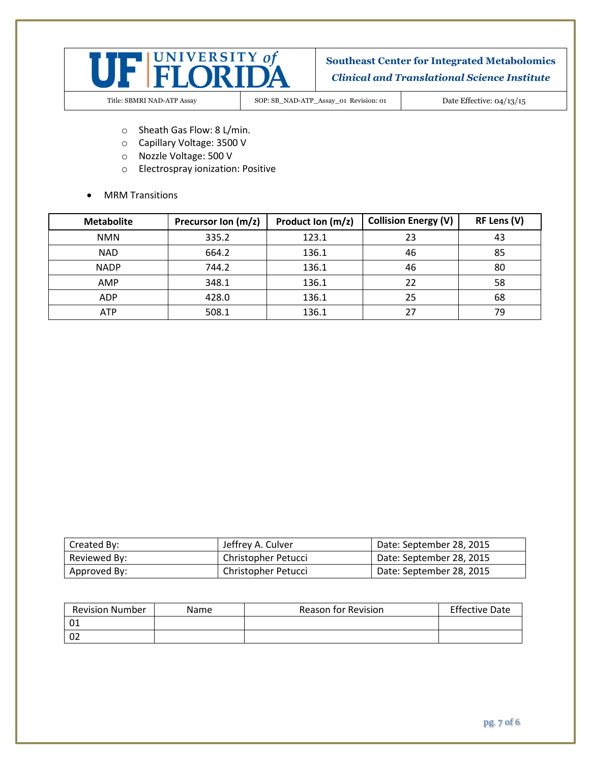- Sheath Gas Flow: 8 L/min.
    - Capillary Voltage: 3500 V
    - Nozzle Voltage: 500 V
    - Electrospray ionization: Positive

- MRM Transitions

| Metabolite | Precursor Ion (m/z) | Product Ion (m/z) | Collision Energy (V) | RF Lens (V) |
|---|---|---|---|---|
| NMN | 335.2 | 123.1 | 23 | 43 |
| NAD | 664.2 | 136.1 | 46 | 85 |
| NADP | 744.2 | 136.1 | 46 | 80 |
| AMP | 348.1 | 136.1 | 22 | 58 |
| ADP | 428.0 | 136.1 | 25 | 68 |
| ATP | 508.1 | 136.1 | 27 | 79 |

| | | |
|---|---|---|
| Created By: | Jeffrey A. Culver | Date: September 28, 2015 |
| Reviewed By: | Christopher Petucci | Date: September 28, 2015 |
| Approved By: | Christopher Petucci | Date: September 28, 2015 |

| Revision Number | Name | Reason for Revision | Effective Date |
|---|---|---|---|
| 01 | | | |
| 02 | | | |